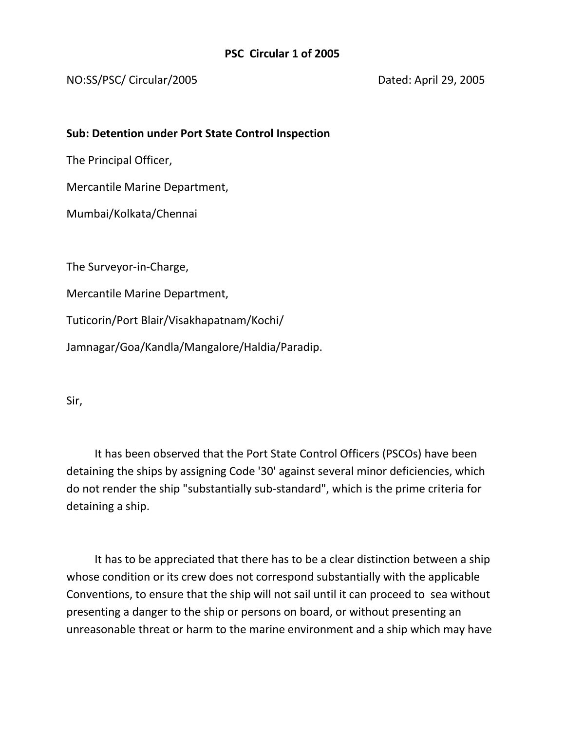**PSC Circular 1 of 2005**

NO:SS/PSC/ Circular/2005 Dated: April 29, 2005

**Sub: Detention under Port State Control Inspection**

The Principal Officer,

Mercantile Marine Department,

Mumbai/Kolkata/Chennai

The Surveyor-in-Charge,

Mercantile Marine Department,

Tuticorin/Port Blair/Visakhapatnam/Kochi/

Jamnagar/Goa/Kandla/Mangalore/Haldia/Paradip.

Sir,

It has been observed that the Port State Control Officers (PSCOs) have been detaining the ships by assigning Code '30' against several minor deficiencies, which do not render the ship "substantially sub-standard", which is the prime criteria for detaining a ship.

It has to be appreciated that there has to be a clear distinction between a ship whose condition or its crew does not correspond substantially with the applicable Conventions, to ensure that the ship will not sail until it can proceed to sea without presenting a danger to the ship or persons on board, or without presenting an unreasonable threat or harm to the marine environment and a ship which may have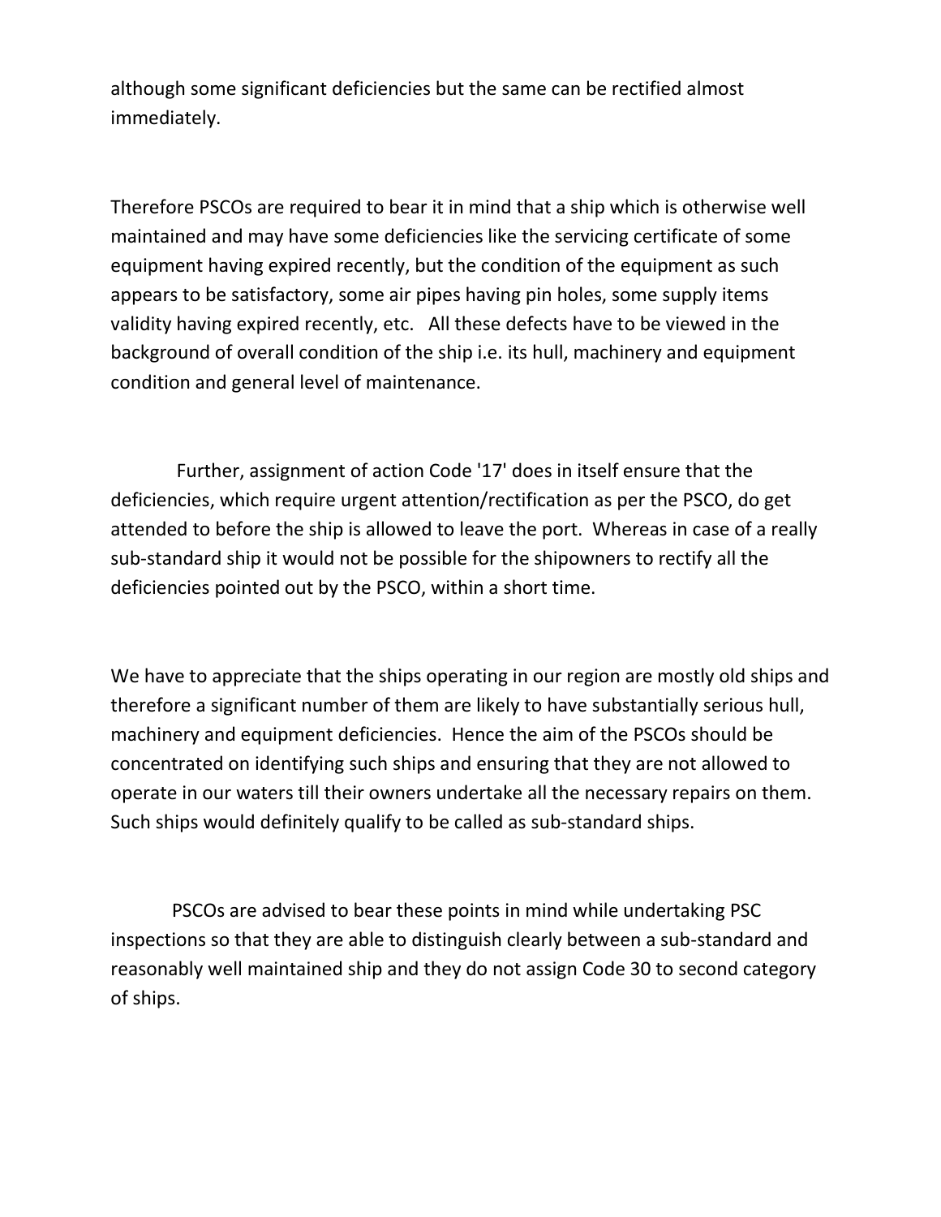although some significant deficiencies but the same can be rectified almost immediately.

Therefore PSCOs are required to bear it in mind that a ship which is otherwise well maintained and may have some deficiencies like the servicing certificate of some equipment having expired recently, but the condition of the equipment as such appears to be satisfactory, some air pipes having pin holes, some supply items validity having expired recently, etc. All these defects have to be viewed in the background of overall condition of the ship i.e. its hull, machinery and equipment condition and general level of maintenance.

Further, assignment of action Code '17' does in itself ensure that the deficiencies, which require urgent attention/rectification as per the PSCO, do get attended to before the ship is allowed to leave the port. Whereas in case of a really sub-standard ship it would not be possible for the shipowners to rectify all the deficiencies pointed out by the PSCO, within a short time.

We have to appreciate that the ships operating in our region are mostly old ships and therefore a significant number of them are likely to have substantially serious hull, machinery and equipment deficiencies. Hence the aim of the PSCOs should be concentrated on identifying such ships and ensuring that they are not allowed to operate in our waters till their owners undertake all the necessary repairs on them. Such ships would definitely qualify to be called as sub-standard ships.

PSCOs are advised to bear these points in mind while undertaking PSC inspections so that they are able to distinguish clearly between a sub-standard and reasonably well maintained ship and they do not assign Code 30 to second category of ships.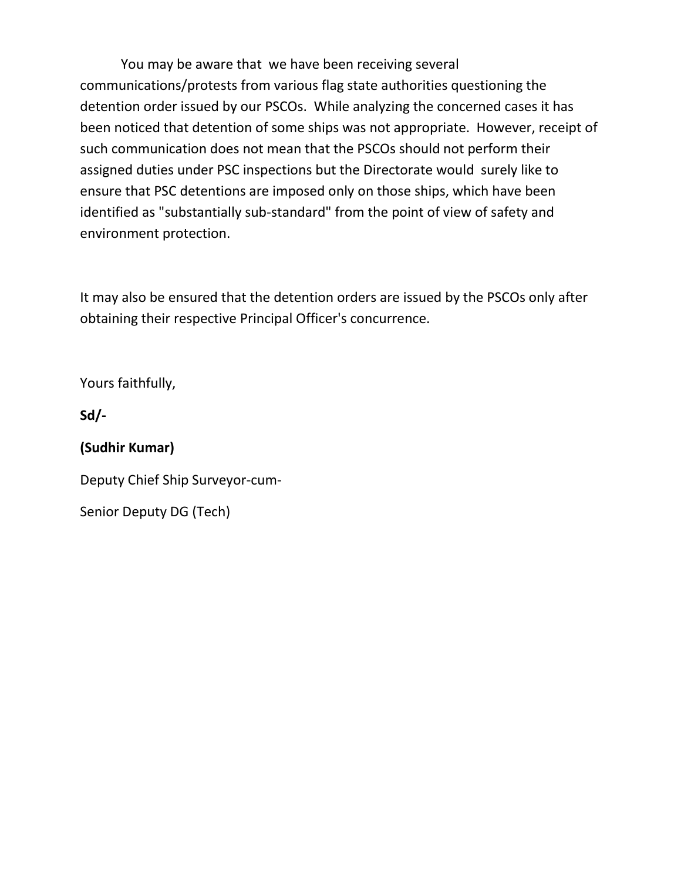You may be aware that we have been receiving several communications/protests from various flag state authorities questioning the detention order issued by our PSCOs. While analyzing the concerned cases it has been noticed that detention of some ships was not appropriate. However, receipt of such communication does not mean that the PSCOs should not perform their assigned duties under PSC inspections but the Directorate would surely like to ensure that PSC detentions are imposed only on those ships, which have been identified as "substantially sub-standard" from the point of view of safety and environment protection.

It may also be ensured that the detention orders are issued by the PSCOs only after obtaining their respective Principal Officer's concurrence.

Yours faithfully,

**Sd/-**

**(Sudhir Kumar)**

Deputy Chief Ship Surveyor-cum-

Senior Deputy DG (Tech)